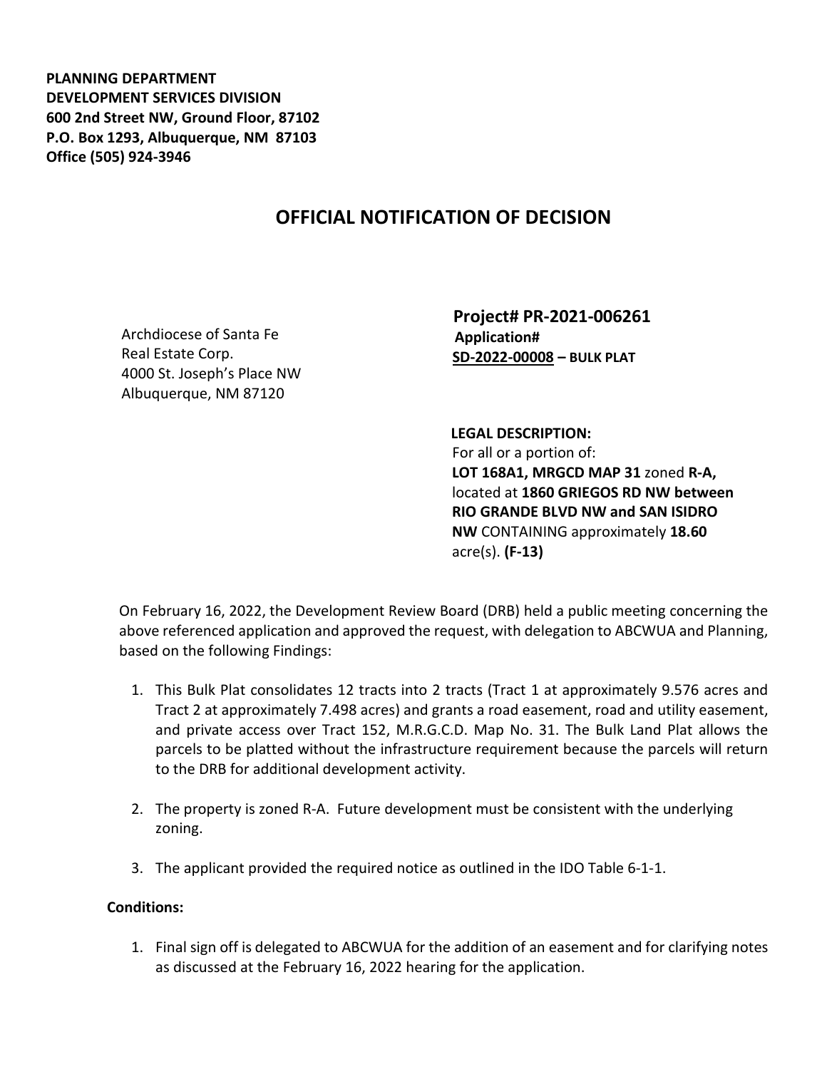**PLANNING DEPARTMENT**
**DEVELOPMENT SERVICES DIVISION**
**600 2nd Street NW, Ground Floor, 87102**
**P.O. Box 1293, Albuquerque, NM 87103**
**Office (505) 924-3946**

# OFFICIAL NOTIFICATION OF DECISION

Archdiocese of Santa Fe
Real Estate Corp.
4000 St. Joseph's Place NW
Albuquerque, NM 87120

**Project# PR-2021-006261**
**Application#**
**SD-2022-00008 – BULK PLAT**

**LEGAL DESCRIPTION:**
For all or a portion of:
**LOT 168A1, MRGCD MAP 31** zoned **R-A,** located at **1860 GRIEGOS RD NW between RIO GRANDE BLVD NW and SAN ISIDRO NW** CONTAINING approximately **18.60** acre(s). **(F-13)**

On February 16, 2022, the Development Review Board (DRB) held a public meeting concerning the above referenced application and approved the request, with delegation to ABCWUA and Planning, based on the following Findings:

1. This Bulk Plat consolidates 12 tracts into 2 tracts (Tract 1 at approximately 9.576 acres and Tract 2 at approximately 7.498 acres) and grants a road easement, road and utility easement, and private access over Tract 152, M.R.G.C.D. Map No. 31. The Bulk Land Plat allows the parcels to be platted without the infrastructure requirement because the parcels will return to the DRB for additional development activity.

2. The property is zoned R-A. Future development must be consistent with the underlying zoning.

3. The applicant provided the required notice as outlined in the IDO Table 6-1-1.

**Conditions:**

1. Final sign off is delegated to ABCWUA for the addition of an easement and for clarifying notes as discussed at the February 16, 2022 hearing for the application.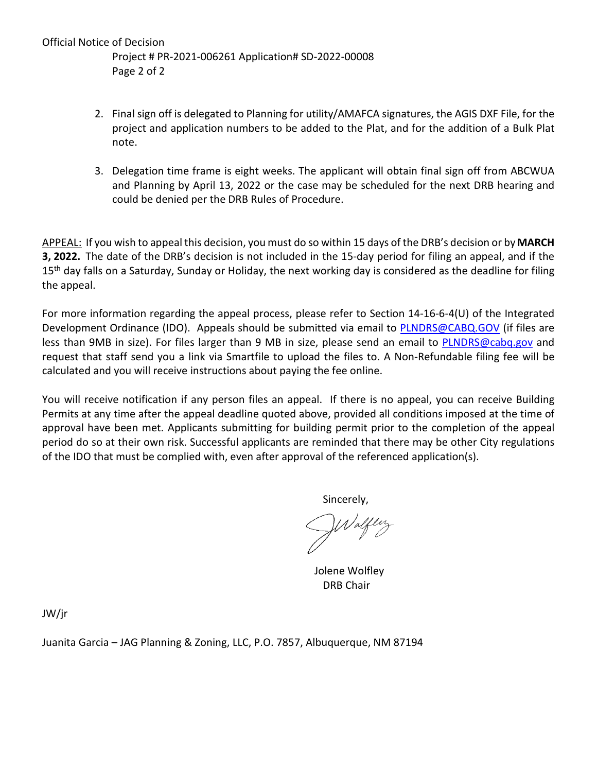2. Final sign off is delegated to Planning for utility/AMAFCA signatures, the AGIS DXF File, for the project and application numbers to be added to the Plat, and for the addition of a Bulk Plat note.

3. Delegation time frame is eight weeks. The applicant will obtain final sign off from ABCWUA and Planning by April 13, 2022 or the case may be scheduled for the next DRB hearing and could be denied per the DRB Rules of Procedure.

APPEAL: If you wish to appeal this decision, you must do so within 15 days of the DRB's decision or by **MARCH 3, 2022.** The date of the DRB's decision is not included in the 15-day period for filing an appeal, and if the 15th day falls on a Saturday, Sunday or Holiday, the next working day is considered as the deadline for filing the appeal.

For more information regarding the appeal process, please refer to Section 14-16-6-4(U) of the Integrated Development Ordinance (IDO). Appeals should be submitted via email to PLNDRS@CABQ.GOV (if files are less than 9MB in size). For files larger than 9 MB in size, please send an email to PLNDRS@cabq.gov and request that staff send you a link via Smartfile to upload the files to. A Non-Refundable filing fee will be calculated and you will receive instructions about paying the fee online.

You will receive notification if any person files an appeal. If there is no appeal, you can receive Building Permits at any time after the appeal deadline quoted above, provided all conditions imposed at the time of approval have been met. Applicants submitting for building permit prior to the completion of the appeal period do so at their own risk. Successful applicants are reminded that there may be other City regulations of the IDO that must be complied with, even after approval of the referenced application(s).

Sincerely,

Jolene Wolfley
DRB Chair

JW/jr

Juanita Garcia – JAG Planning & Zoning, LLC, P.O. 7857, Albuquerque, NM 87194